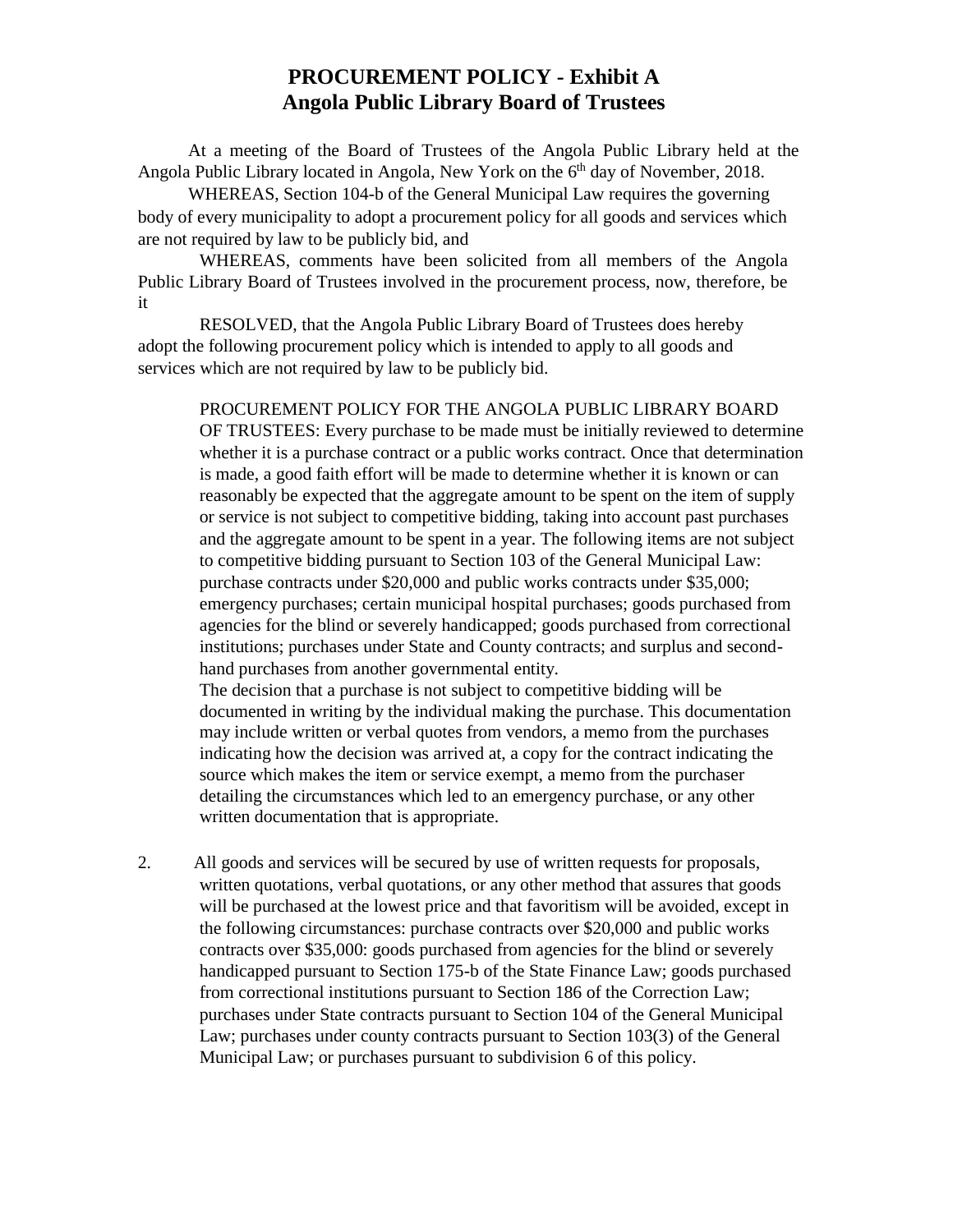# PROCUREMENT POLICY - Exhibit A
# Angola Public Library Board of Trustees

At a meeting of the Board of Trustees of the Angola Public Library held at the Angola Public Library located in Angola, New York on the 6th day of November, 2018.

WHEREAS, Section 104-b of the General Municipal Law requires the governing body of every municipality to adopt a procurement policy for all goods and services which are not required by law to be publicly bid, and

WHEREAS, comments have been solicited from all members of the Angola Public Library Board of Trustees involved in the procurement process, now, therefore, be it

RESOLVED, that the Angola Public Library Board of Trustees does hereby adopt the following procurement policy which is intended to apply to all goods and services which are not required by law to be publicly bid.

PROCUREMENT POLICY FOR THE ANGOLA PUBLIC LIBRARY BOARD OF TRUSTEES: Every purchase to be made must be initially reviewed to determine whether it is a purchase contract or a public works contract. Once that determination is made, a good faith effort will be made to determine whether it is known or can reasonably be expected that the aggregate amount to be spent on the item of supply or service is not subject to competitive bidding, taking into account past purchases and the aggregate amount to be spent in a year. The following items are not subject to competitive bidding pursuant to Section 103 of the General Municipal Law: purchase contracts under $20,000 and public works contracts under $35,000; emergency purchases; certain municipal hospital purchases; goods purchased from agencies for the blind or severely handicapped; goods purchased from correctional institutions; purchases under State and County contracts; and surplus and second-hand purchases from another governmental entity.

The decision that a purchase is not subject to competitive bidding will be documented in writing by the individual making the purchase. This documentation may include written or verbal quotes from vendors, a memo from the purchases indicating how the decision was arrived at, a copy for the contract indicating the source which makes the item or service exempt, a memo from the purchaser detailing the circumstances which led to an emergency purchase, or any other written documentation that is appropriate.

2. All goods and services will be secured by use of written requests for proposals, written quotations, verbal quotations, or any other method that assures that goods will be purchased at the lowest price and that favoritism will be avoided, except in the following circumstances: purchase contracts over $20,000 and public works contracts over $35,000: goods purchased from agencies for the blind or severely handicapped pursuant to Section 175-b of the State Finance Law; goods purchased from correctional institutions pursuant to Section 186 of the Correction Law; purchases under State contracts pursuant to Section 104 of the General Municipal Law; purchases under county contracts pursuant to Section 103(3) of the General Municipal Law; or purchases pursuant to subdivision 6 of this policy.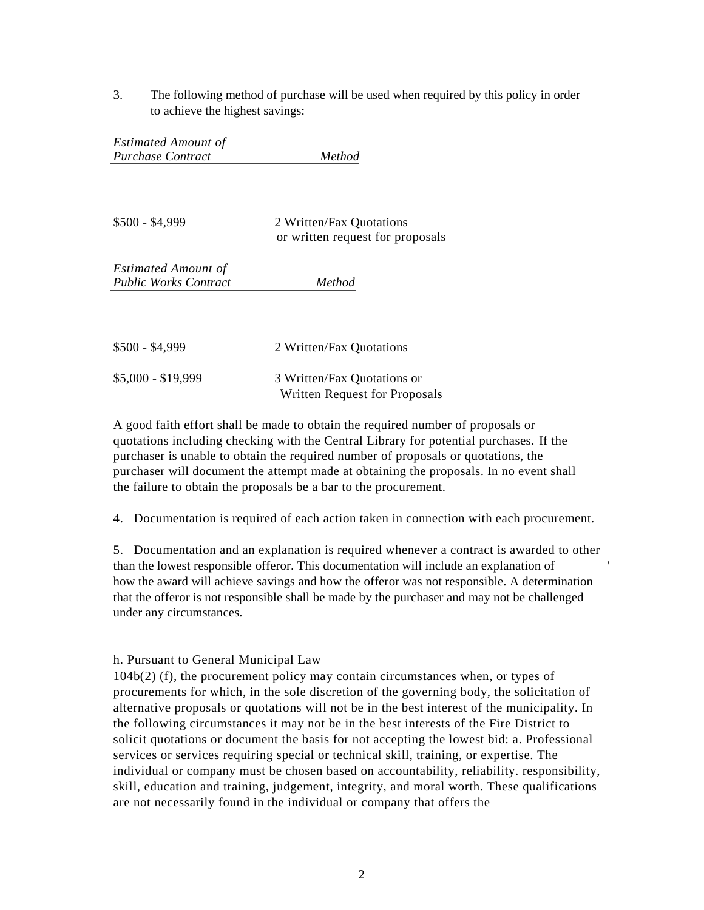3. The following method of purchase will be used when required by this policy in order to achieve the highest savings:

| *Estimated Amount of Purchase Contract* | *Method* |
| --- | --- |
| \$500 - \$4,999 | 2 Written/Fax Quotations or written request for proposals |

| *Estimated Amount of Public Works Contract* | *Method* |
| --- | --- |
| \$500 - \$4,999 | 2 Written/Fax Quotations |
| \$5,000 - \$19,999 | 3 Written/Fax Quotations or Written Request for Proposals |

A good faith effort shall be made to obtain the required number of proposals or quotations including checking with the Central Library for potential purchases. If the purchaser is unable to obtain the required number of proposals or quotations, the purchaser will document the attempt made at obtaining the proposals. In no event shall the failure to obtain the proposals be a bar to the procurement.

4. Documentation is required of each action taken in connection with each procurement.

5. Documentation and an explanation is required whenever a contract is awarded to other than the lowest responsible offeror. This documentation will include an explanation of how the award will achieve savings and how the offeror was not responsible. A determination that the offeror is not responsible shall be made by the purchaser and may not be challenged under any circumstances.

h. Pursuant to General Municipal Law 104b(2) (f), the procurement policy may contain circumstances when, or types of procurements for which, in the sole discretion of the governing body, the solicitation of alternative proposals or quotations will not be in the best interest of the municipality. In the following circumstances it may not be in the best interests of the Fire District to solicit quotations or document the basis for not accepting the lowest bid: a. Professional services or services requiring special or technical skill, training, or expertise. The individual or company must be chosen based on accountability, reliability. responsibility, skill, education and training, judgement, integrity, and moral worth. These qualifications are not necessarily found in the individual or company that offers the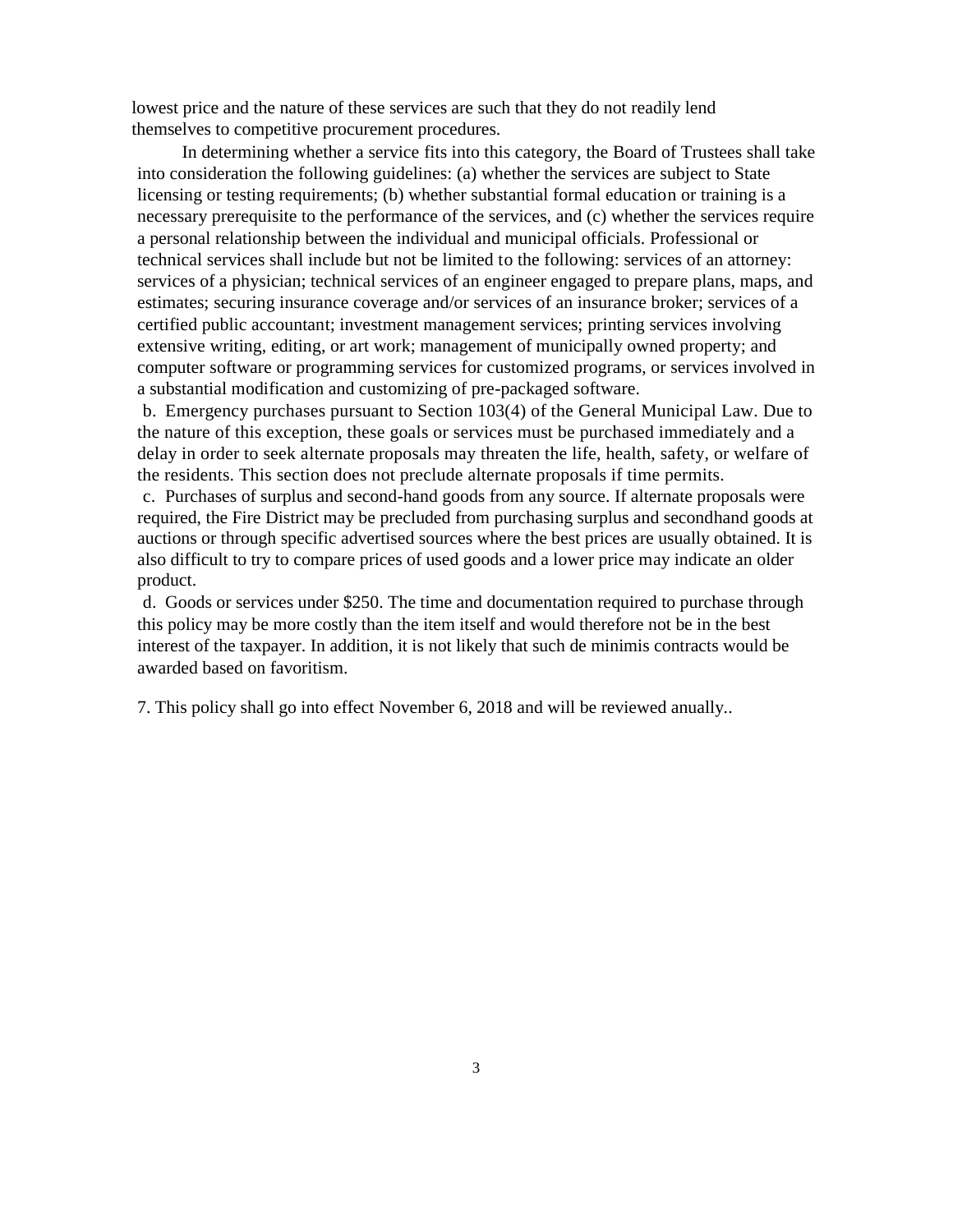lowest price and the nature of these services are such that they do not readily lend themselves to competitive procurement procedures.

In determining whether a service fits into this category, the Board of Trustees shall take into consideration the following guidelines: (a) whether the services are subject to State licensing or testing requirements; (b) whether substantial formal education or training is a necessary prerequisite to the performance of the services, and (c) whether the services require a personal relationship between the individual and municipal officials. Professional or technical services shall include but not be limited to the following: services of an attorney: services of a physician; technical services of an engineer engaged to prepare plans, maps, and estimates; securing insurance coverage and/or services of an insurance broker; services of a certified public accountant; investment management services; printing services involving extensive writing, editing, or art work; management of municipally owned property; and computer software or programming services for customized programs, or services involved in a substantial modification and customizing of pre-packaged software.

b. Emergency purchases pursuant to Section 103(4) of the General Municipal Law. Due to the nature of this exception, these goals or services must be purchased immediately and a delay in order to seek alternate proposals may threaten the life, health, safety, or welfare of the residents. This section does not preclude alternate proposals if time permits.

c. Purchases of surplus and second-hand goods from any source. If alternate proposals were required, the Fire District may be precluded from purchasing surplus and secondhand goods at auctions or through specific advertised sources where the best prices are usually obtained. It is also difficult to try to compare prices of used goods and a lower price may indicate an older product.

d. Goods or services under $250. The time and documentation required to purchase through this policy may be more costly than the item itself and would therefore not be in the best interest of the taxpayer. In addition, it is not likely that such de minimis contracts would be awarded based on favoritism.

7. This policy shall go into effect November 6, 2018 and will be reviewed anually..